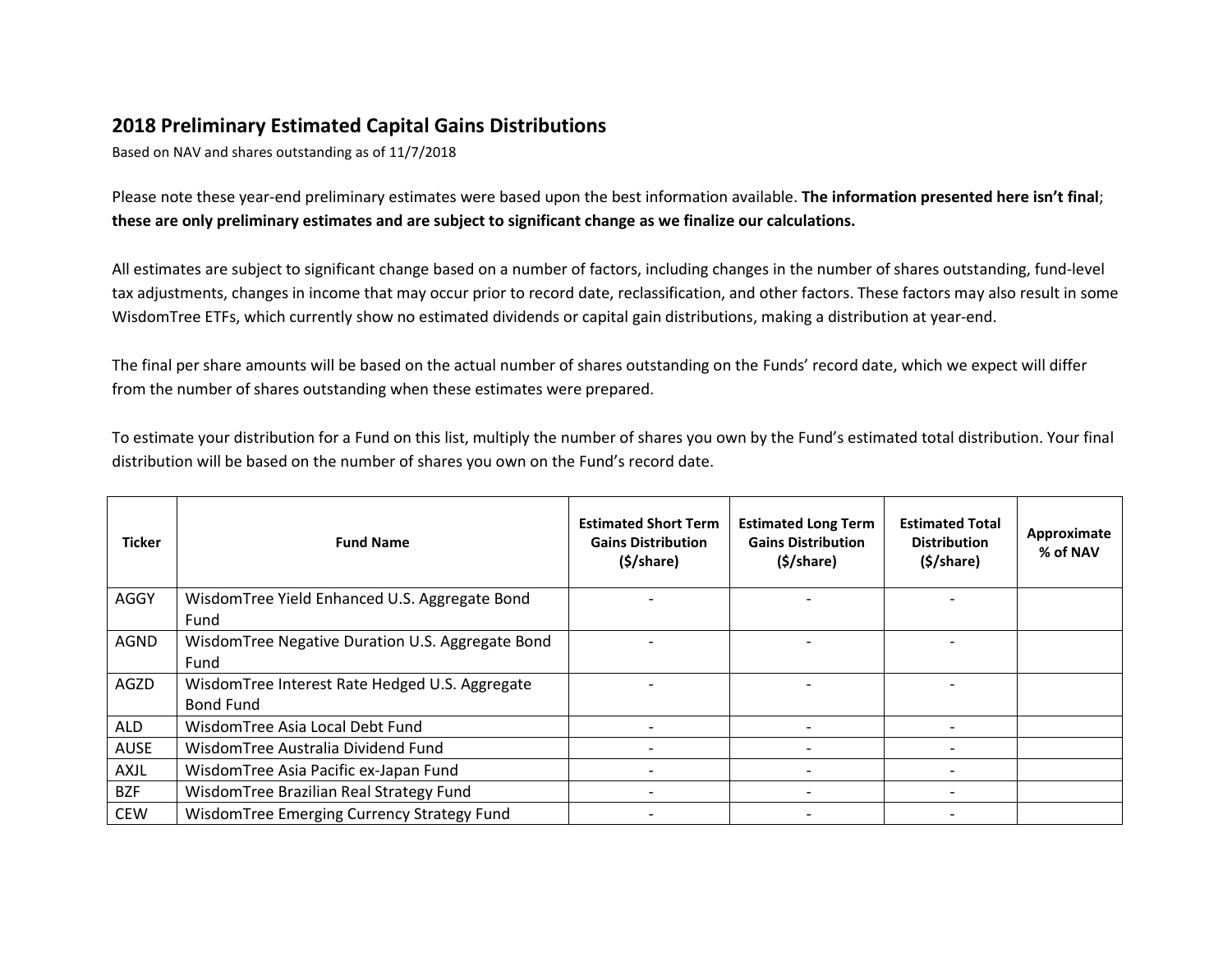## 2018 Preliminary Estimated Capital Gains Distributions

Based on NAV and shares outstanding as of 11/7/2018

Please note these year-end preliminary estimates were based upon the best information available. **The information presented here isn't final**; **these are only preliminary estimates and are subject to significant change as we finalize our calculations.**

All estimates are subject to significant change based on a number of factors, including changes in the number of shares outstanding, fund-level tax adjustments, changes in income that may occur prior to record date, reclassification, and other factors. These factors may also result in some WisdomTree ETFs, which currently show no estimated dividends or capital gain distributions, making a distribution at year-end.

The final per share amounts will be based on the actual number of shares outstanding on the Funds' record date, which we expect will differ from the number of shares outstanding when these estimates were prepared.

To estimate your distribution for a Fund on this list, multiply the number of shares you own by the Fund's estimated total distribution. Your final distribution will be based on the number of shares you own on the Fund's record date.

| Ticker | Fund Name | Estimated Short Term Gains Distribution ($/share) | Estimated Long Term Gains Distribution ($/share) | Estimated Total Distribution ($/share) | Approximate % of NAV |
|---|---|---|---|---|---|
| AGGY | WisdomTree Yield Enhanced U.S. Aggregate Bond Fund | - | - | - | |
| AGND | WisdomTree Negative Duration U.S. Aggregate Bond Fund | - | - | - | |
| AGZD | WisdomTree Interest Rate Hedged U.S. Aggregate Bond Fund | - | - | - | |
| ALD | WisdomTree Asia Local Debt Fund | - | - | - | |
| AUSE | WisdomTree Australia Dividend Fund | - | - | - | |
| AXJL | WisdomTree Asia Pacific ex-Japan Fund | - | - | - | |
| BZF | WisdomTree Brazilian Real Strategy Fund | - | - | - | |
| CEW | WisdomTree Emerging Currency Strategy Fund | - | - | - | |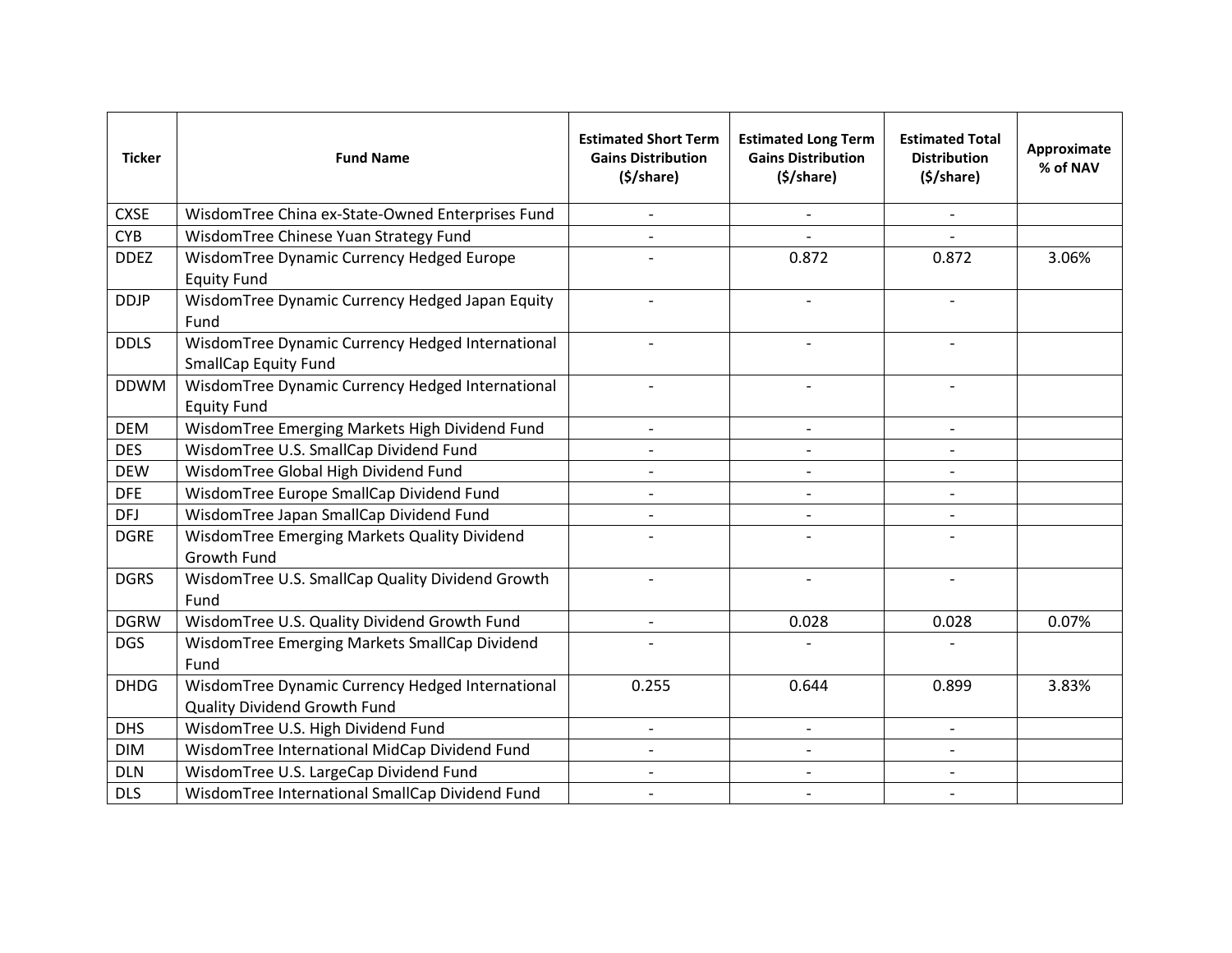| Ticker | Fund Name | Estimated Short Term Gains Distribution ($/share) | Estimated Long Term Gains Distribution ($/share) | Estimated Total Distribution ($/share) | Approximate % of NAV |
|---|---|---|---|---|---|
| CXSE | WisdomTree China ex-State-Owned Enterprises Fund | - | - | - | |
| CYB | WisdomTree Chinese Yuan Strategy Fund | - | - | - | |
| DDEZ | WisdomTree Dynamic Currency Hedged Europe Equity Fund | - | 0.872 | 0.872 | 3.06% |
| DDJP | WisdomTree Dynamic Currency Hedged Japan Equity Fund | - | - | - | |
| DDLS | WisdomTree Dynamic Currency Hedged International SmallCap Equity Fund | - | - | - | |
| DDWM | WisdomTree Dynamic Currency Hedged International Equity Fund | - | - | - | |
| DEM | WisdomTree Emerging Markets High Dividend Fund | - | - | - | |
| DES | WisdomTree U.S. SmallCap Dividend Fund | - | - | - | |
| DEW | WisdomTree Global High Dividend Fund | - | - | - | |
| DFE | WisdomTree Europe SmallCap Dividend Fund | - | - | - | |
| DFJ | WisdomTree Japan SmallCap Dividend Fund | - | - | - | |
| DGRE | WisdomTree Emerging Markets Quality Dividend Growth Fund | - | - | - | |
| DGRS | WisdomTree U.S. SmallCap Quality Dividend Growth Fund | - | - | - | |
| DGRW | WisdomTree U.S. Quality Dividend Growth Fund | - | 0.028 | 0.028 | 0.07% |
| DGS | WisdomTree Emerging Markets SmallCap Dividend Fund | - | - | - | |
| DHDG | WisdomTree Dynamic Currency Hedged International Quality Dividend Growth Fund | 0.255 | 0.644 | 0.899 | 3.83% |
| DHS | WisdomTree U.S. High Dividend Fund | - | - | - | |
| DIM | WisdomTree International MidCap Dividend Fund | - | - | - | |
| DLN | WisdomTree U.S. LargeCap Dividend Fund | - | - | - | |
| DLS | WisdomTree International SmallCap Dividend Fund | - | - | - | |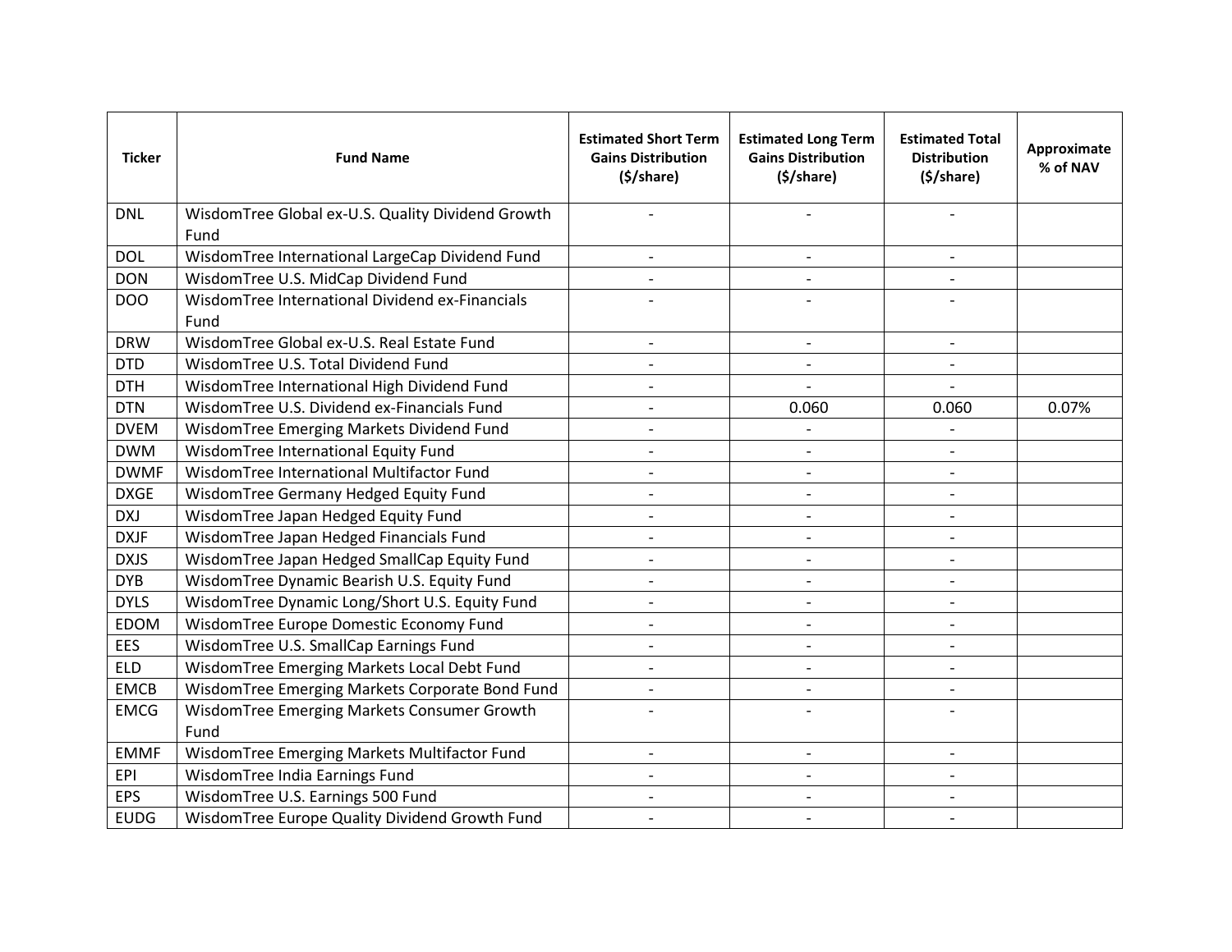| Ticker | Fund Name | Estimated Short Term Gains Distribution ($/share) | Estimated Long Term Gains Distribution ($/share) | Estimated Total Distribution ($/share) | Approximate % of NAV |
|---|---|---|---|---|---|
| DNL | WisdomTree Global ex-U.S. Quality Dividend Growth Fund | - | - | - | |
| DOL | WisdomTree International LargeCap Dividend Fund | - | - | - | |
| DON | WisdomTree U.S. MidCap Dividend Fund | - | - | - | |
| DOO | WisdomTree International Dividend ex-Financials Fund | - | - | - | |
| DRW | WisdomTree Global ex-U.S. Real Estate Fund | - | - | - | |
| DTD | WisdomTree U.S. Total Dividend Fund | - | - | - | |
| DTH | WisdomTree International High Dividend Fund | - | - | - | |
| DTN | WisdomTree U.S. Dividend ex-Financials Fund | - | 0.060 | 0.060 | 0.07% |
| DVEM | WisdomTree Emerging Markets Dividend Fund | - | - | - | |
| DWM | WisdomTree International Equity Fund | - | - | - | |
| DWMF | WisdomTree International Multifactor Fund | - | - | - | |
| DXGE | WisdomTree Germany Hedged Equity Fund | - | - | - | |
| DXJ | WisdomTree Japan Hedged Equity Fund | - | - | - | |
| DXJF | WisdomTree Japan Hedged Financials Fund | - | - | - | |
| DXJS | WisdomTree Japan Hedged SmallCap Equity Fund | - | - | - | |
| DYB | WisdomTree Dynamic Bearish U.S. Equity Fund | - | - | - | |
| DYLS | WisdomTree Dynamic Long/Short U.S. Equity Fund | - | - | - | |
| EDOM | WisdomTree Europe Domestic Economy Fund | - | - | - | |
| EES | WisdomTree U.S. SmallCap Earnings Fund | - | - | - | |
| ELD | WisdomTree Emerging Markets Local Debt Fund | - | - | - | |
| EMCB | WisdomTree Emerging Markets Corporate Bond Fund | - | - | - | |
| EMCG | WisdomTree Emerging Markets Consumer Growth Fund | - | - | - | |
| EMMF | WisdomTree Emerging Markets Multifactor Fund | - | - | - | |
| EPI | WisdomTree India Earnings Fund | - | - | - | |
| EPS | WisdomTree U.S. Earnings 500 Fund | - | - | - | |
| EUDG | WisdomTree Europe Quality Dividend Growth Fund | - | - | - | |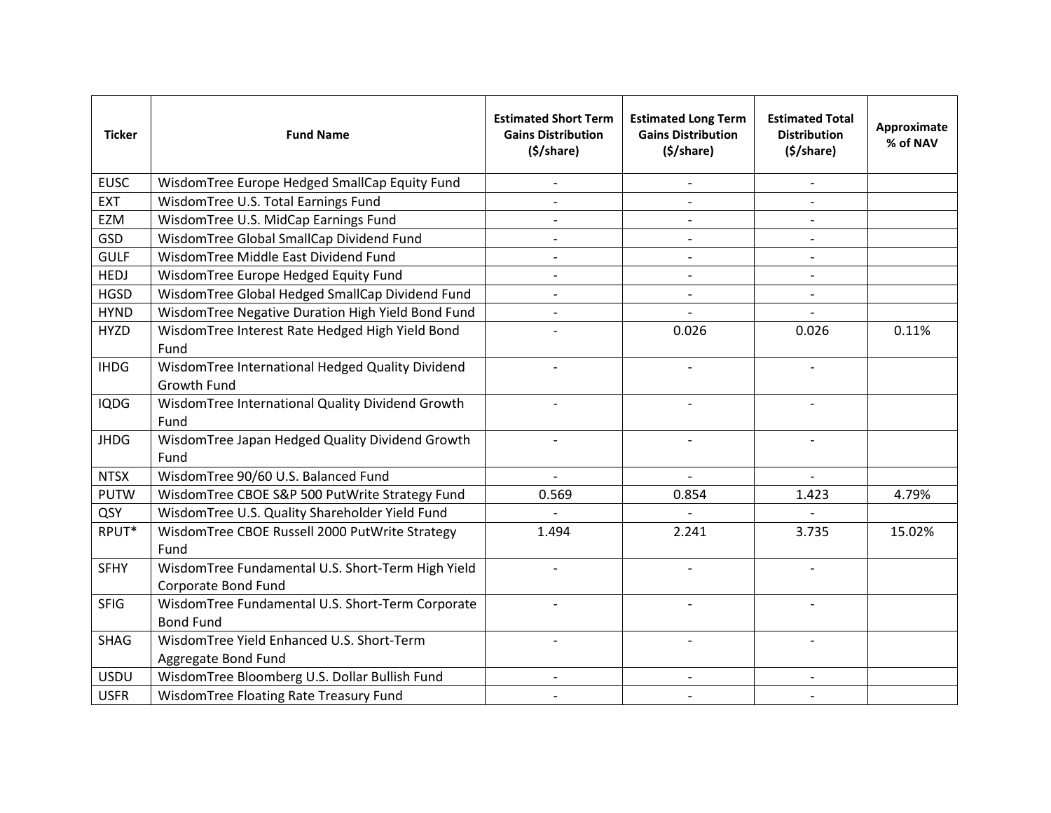| Ticker | Fund Name | Estimated Short Term Gains Distribution ($/share) | Estimated Long Term Gains Distribution ($/share) | Estimated Total Distribution ($/share) | Approximate % of NAV |
|---|---|---|---|---|---|
| EUSC | WisdomTree Europe Hedged SmallCap Equity Fund | - | - | - | |
| EXT | WisdomTree U.S. Total Earnings Fund | - | - | - | |
| EZM | WisdomTree U.S. MidCap Earnings Fund | - | - | - | |
| GSD | WisdomTree Global SmallCap Dividend Fund | - | - | - | |
| GULF | WisdomTree Middle East Dividend Fund | - | - | - | |
| HEDJ | WisdomTree Europe Hedged Equity Fund | - | - | - | |
| HGSD | WisdomTree Global Hedged SmallCap Dividend Fund | - | - | - | |
| HYND | WisdomTree Negative Duration High Yield Bond Fund | - | - | - | |
| HYZD | WisdomTree Interest Rate Hedged High Yield Bond Fund | - | 0.026 | 0.026 | 0.11% |
| IHDG | WisdomTree International Hedged Quality Dividend Growth Fund | - | - | - | |
| IQDG | WisdomTree International Quality Dividend Growth Fund | - | - | - | |
| JHDG | WisdomTree Japan Hedged Quality Dividend Growth Fund | - | - | - | |
| NTSX | WisdomTree 90/60 U.S. Balanced Fund | - | - | - | |
| PUTW | WisdomTree CBOE S&P 500 PutWrite Strategy Fund | 0.569 | 0.854 | 1.423 | 4.79% |
| QSY | WisdomTree U.S. Quality Shareholder Yield Fund | - | - | - | |
| RPUT* | WisdomTree CBOE Russell 2000 PutWrite Strategy Fund | 1.494 | 2.241 | 3.735 | 15.02% |
| SFHY | WisdomTree Fundamental U.S. Short-Term High Yield Corporate Bond Fund | - | - | - | |
| SFIG | WisdomTree Fundamental U.S. Short-Term Corporate Bond Fund | - | - | - | |
| SHAG | WisdomTree Yield Enhanced U.S. Short-Term Aggregate Bond Fund | - | - | - | |
| USDU | WisdomTree Bloomberg U.S. Dollar Bullish Fund | - | - | - | |
| USFR | WisdomTree Floating Rate Treasury Fund | - | - | - | |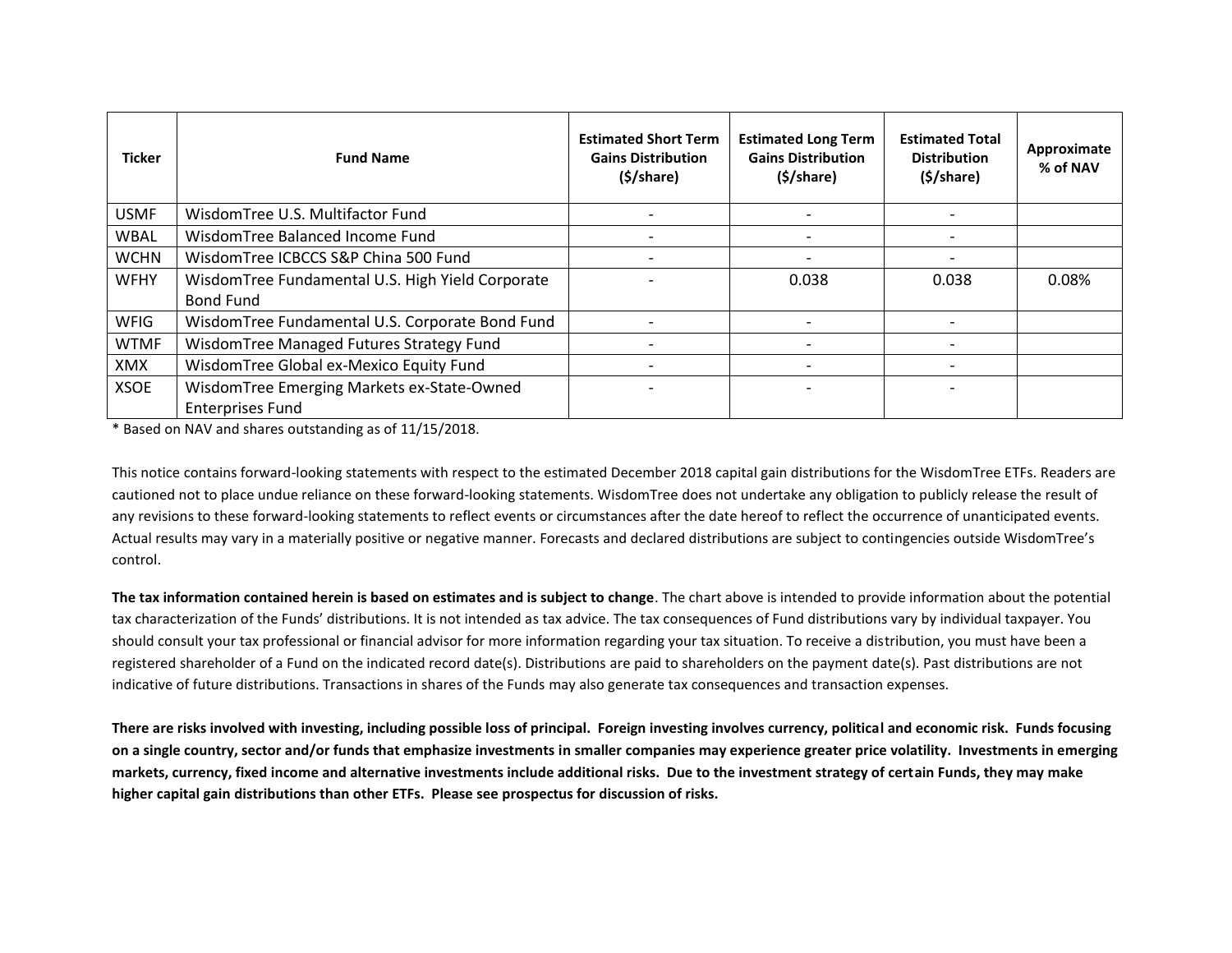| Ticker | Fund Name | Estimated Short Term Gains Distribution ($/share) | Estimated Long Term Gains Distribution ($/share) | Estimated Total Distribution ($/share) | Approximate % of NAV |
|---|---|---|---|---|---|
| USMF | WisdomTree U.S. Multifactor Fund | - | - | - | |
| WBAL | WisdomTree Balanced Income Fund | - | - | - | |
| WCHN | WisdomTree ICBCCS S&P China 500 Fund | - | - | - | |
| WFHY | WisdomTree Fundamental U.S. High Yield Corporate Bond Fund | - | 0.038 | 0.038 | 0.08% |
| WFIG | WisdomTree Fundamental U.S. Corporate Bond Fund | - | - | - | |
| WTMF | WisdomTree Managed Futures Strategy Fund | - | - | - | |
| XMX | WisdomTree Global ex-Mexico Equity Fund | - | - | - | |
| XSOE | WisdomTree Emerging Markets ex-State-Owned Enterprises Fund | - | - | - | |

* Based on NAV and shares outstanding as of 11/15/2018.

This notice contains forward-looking statements with respect to the estimated December 2018 capital gain distributions for the WisdomTree ETFs. Readers are cautioned not to place undue reliance on these forward-looking statements. WisdomTree does not undertake any obligation to publicly release the result of any revisions to these forward-looking statements to reflect events or circumstances after the date hereof to reflect the occurrence of unanticipated events. Actual results may vary in a materially positive or negative manner. Forecasts and declared distributions are subject to contingencies outside WisdomTree's control.

**The tax information contained herein is based on estimates and is subject to change**. The chart above is intended to provide information about the potential tax characterization of the Funds' distributions. It is not intended as tax advice. The tax consequences of Fund distributions vary by individual taxpayer. You should consult your tax professional or financial advisor for more information regarding your tax situation. To receive a distribution, you must have been a registered shareholder of a Fund on the indicated record date(s). Distributions are paid to shareholders on the payment date(s). Past distributions are not indicative of future distributions. Transactions in shares of the Funds may also generate tax consequences and transaction expenses.

**There are risks involved with investing, including possible loss of principal. Foreign investing involves currency, political and economic risk. Funds focusing on a single country, sector and/or funds that emphasize investments in smaller companies may experience greater price volatility. Investments in emerging markets, currency, fixed income and alternative investments include additional risks. Due to the investment strategy of certain Funds, they may make higher capital gain distributions than other ETFs. Please see prospectus for discussion of risks.**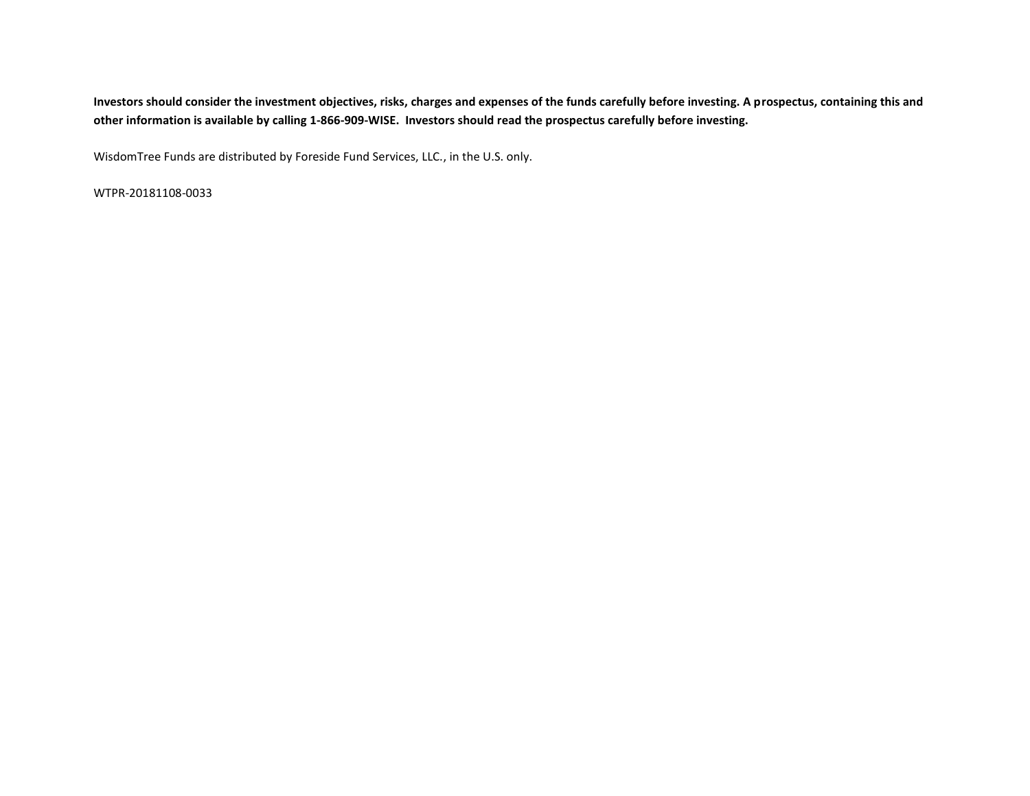**Investors should consider the investment objectives, risks, charges and expenses of the funds carefully before investing. A prospectus, containing this and other information is available by calling 1-866-909-WISE. Investors should read the prospectus carefully before investing.**

WisdomTree Funds are distributed by Foreside Fund Services, LLC., in the U.S. only.

WTPR-20181108-0033